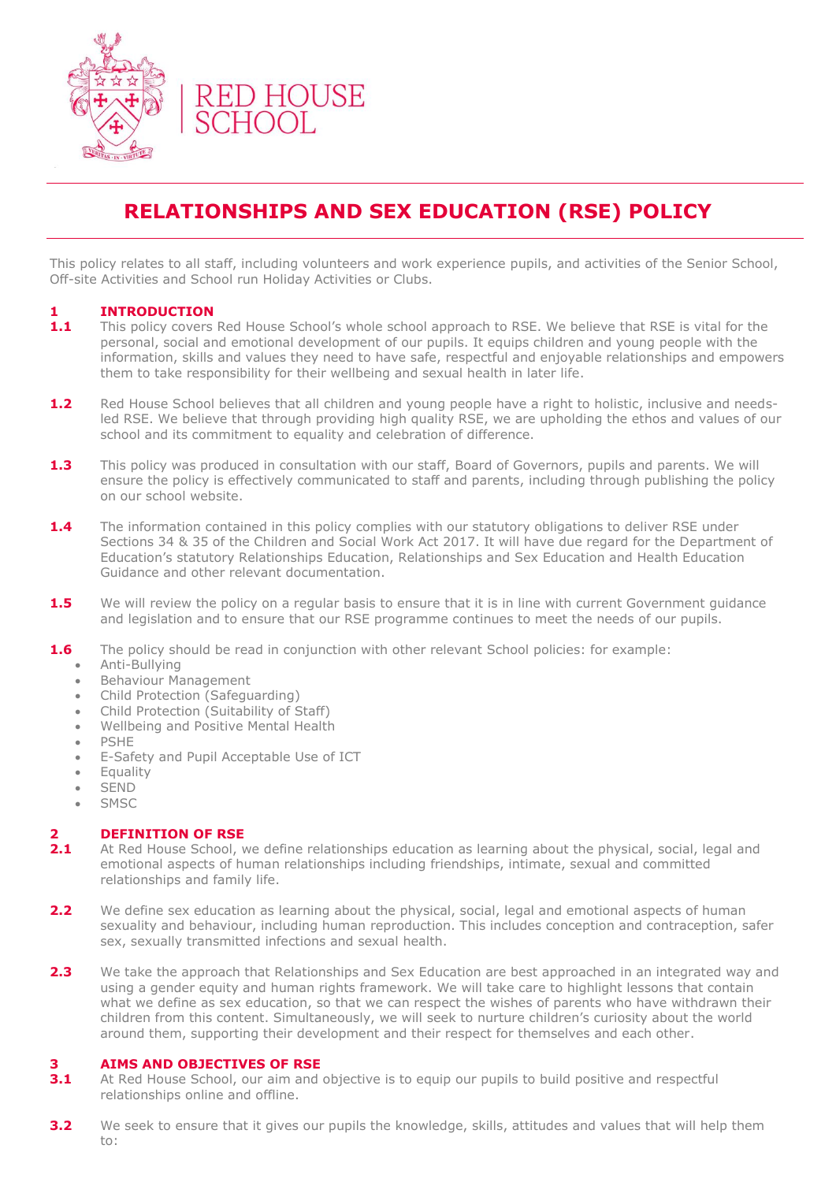# RELATIONSHIPS AND SEX EDUCATION (RSE) POLICY

This policy relates to all staff, including volunteers and work experience pupils, and activities of the Senior School, Off-site Activities and School run Holiday Activities or Clubs.

## 1 INTRODUCTION

**1.1** This policy covers Red House School's whole school approach to RSE. We believe that RSE is vital for the personal, social and emotional development of our pupils. It equips children and young people with the information, skills and values they need to have safe, respectful and enjoyable relationships and empowers them to take responsibility for their wellbeing and sexual health in later life.

**1.2** Red House School believes that all children and young people have a right to holistic, inclusive and needs-led RSE. We believe that through providing high quality RSE, we are upholding the ethos and values of our school and its commitment to equality and celebration of difference.

**1.3** This policy was produced in consultation with our staff, Board of Governors, pupils and parents. We will ensure the policy is effectively communicated to staff and parents, including through publishing the policy on our school website.

**1.4** The information contained in this policy complies with our statutory obligations to deliver RSE under Sections 34 & 35 of the Children and Social Work Act 2017. It will have due regard for the Department of Education's statutory Relationships Education, Relationships and Sex Education and Health Education Guidance and other relevant documentation.

**1.5** We will review the policy on a regular basis to ensure that it is in line with current Government guidance and legislation and to ensure that our RSE programme continues to meet the needs of our pupils.

**1.6** The policy should be read in conjunction with other relevant School policies: for example:

- Anti-Bullying
- Behaviour Management
- Child Protection (Safeguarding)
- Child Protection (Suitability of Staff)
- Wellbeing and Positive Mental Health
- PSHE
- E-Safety and Pupil Acceptable Use of ICT
- Equality
- SEND
- SMSC

## 2 DEFINITION OF RSE

**2.1** At Red House School, we define relationships education as learning about the physical, social, legal and emotional aspects of human relationships including friendships, intimate, sexual and committed relationships and family life.

**2.2** We define sex education as learning about the physical, social, legal and emotional aspects of human sexuality and behaviour, including human reproduction. This includes conception and contraception, safer sex, sexually transmitted infections and sexual health.

**2.3** We take the approach that Relationships and Sex Education are best approached in an integrated way and using a gender equity and human rights framework. We will take care to highlight lessons that contain what we define as sex education, so that we can respect the wishes of parents who have withdrawn their children from this content. Simultaneously, we will seek to nurture children's curiosity about the world around them, supporting their development and their respect for themselves and each other.

## 3 AIMS AND OBJECTIVES OF RSE

**3.1** At Red House School, our aim and objective is to equip our pupils to build positive and respectful relationships online and offline.

**3.2** We seek to ensure that it gives our pupils the knowledge, skills, attitudes and values that will help them to: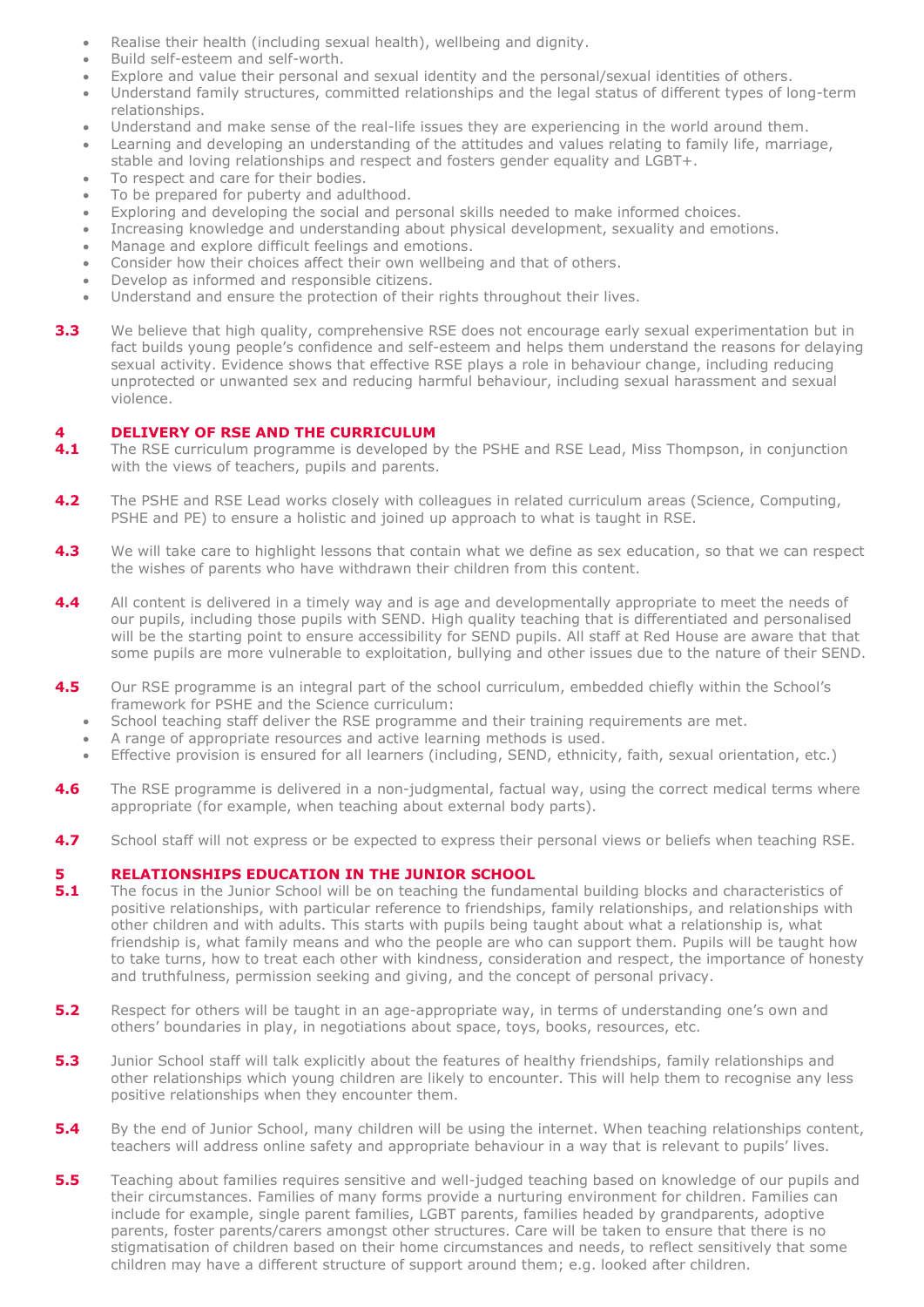- Realise their health (including sexual health), wellbeing and dignity.
- Build self-esteem and self-worth.
- Explore and value their personal and sexual identity and the personal/sexual identities of others.
- Understand family structures, committed relationships and the legal status of different types of long-term relationships.
- Understand and make sense of the real-life issues they are experiencing in the world around them.
- Learning and developing an understanding of the attitudes and values relating to family life, marriage, stable and loving relationships and respect and fosters gender equality and LGBT+.
- To respect and care for their bodies.
- To be prepared for puberty and adulthood.
- Exploring and developing the social and personal skills needed to make informed choices.
- Increasing knowledge and understanding about physical development, sexuality and emotions.
- Manage and explore difficult feelings and emotions.
- Consider how their choices affect their own wellbeing and that of others.
- Develop as informed and responsible citizens.
- Understand and ensure the protection of their rights throughout their lives.

**3.3** We believe that high quality, comprehensive RSE does not encourage early sexual experimentation but in fact builds young people's confidence and self-esteem and helps them understand the reasons for delaying sexual activity. Evidence shows that effective RSE plays a role in behaviour change, including reducing unprotected or unwanted sex and reducing harmful behaviour, including sexual harassment and sexual violence.

## 4 DELIVERY OF RSE AND THE CURRICULUM

**4.1** The RSE curriculum programme is developed by the PSHE and RSE Lead, Miss Thompson, in conjunction with the views of teachers, pupils and parents.

**4.2** The PSHE and RSE Lead works closely with colleagues in related curriculum areas (Science, Computing, PSHE and PE) to ensure a holistic and joined up approach to what is taught in RSE.

**4.3** We will take care to highlight lessons that contain what we define as sex education, so that we can respect the wishes of parents who have withdrawn their children from this content.

**4.4** All content is delivered in a timely way and is age and developmentally appropriate to meet the needs of our pupils, including those pupils with SEND. High quality teaching that is differentiated and personalised will be the starting point to ensure accessibility for SEND pupils. All staff at Red House are aware that that some pupils are more vulnerable to exploitation, bullying and other issues due to the nature of their SEND.

**4.5** Our RSE programme is an integral part of the school curriculum, embedded chiefly within the School's framework for PSHE and the Science curriculum:

- School teaching staff deliver the RSE programme and their training requirements are met.
- A range of appropriate resources and active learning methods is used.
- Effective provision is ensured for all learners (including, SEND, ethnicity, faith, sexual orientation, etc.)

**4.6** The RSE programme is delivered in a non-judgmental, factual way, using the correct medical terms where appropriate (for example, when teaching about external body parts).

**4.7** School staff will not express or be expected to express their personal views or beliefs when teaching RSE.

## 5 RELATIONSHIPS EDUCATION IN THE JUNIOR SCHOOL

**5.1** The focus in the Junior School will be on teaching the fundamental building blocks and characteristics of positive relationships, with particular reference to friendships, family relationships, and relationships with other children and with adults. This starts with pupils being taught about what a relationship is, what friendship is, what family means and who the people are who can support them. Pupils will be taught how to take turns, how to treat each other with kindness, consideration and respect, the importance of honesty and truthfulness, permission seeking and giving, and the concept of personal privacy.

**5.2** Respect for others will be taught in an age-appropriate way, in terms of understanding one's own and others' boundaries in play, in negotiations about space, toys, books, resources, etc.

**5.3** Junior School staff will talk explicitly about the features of healthy friendships, family relationships and other relationships which young children are likely to encounter. This will help them to recognise any less positive relationships when they encounter them.

**5.4** By the end of Junior School, many children will be using the internet. When teaching relationships content, teachers will address online safety and appropriate behaviour in a way that is relevant to pupils' lives.

**5.5** Teaching about families requires sensitive and well-judged teaching based on knowledge of our pupils and their circumstances. Families of many forms provide a nurturing environment for children. Families can include for example, single parent families, LGBT parents, families headed by grandparents, adoptive parents, foster parents/carers amongst other structures. Care will be taken to ensure that there is no stigmatisation of children based on their home circumstances and needs, to reflect sensitively that some children may have a different structure of support around them; e.g. looked after children.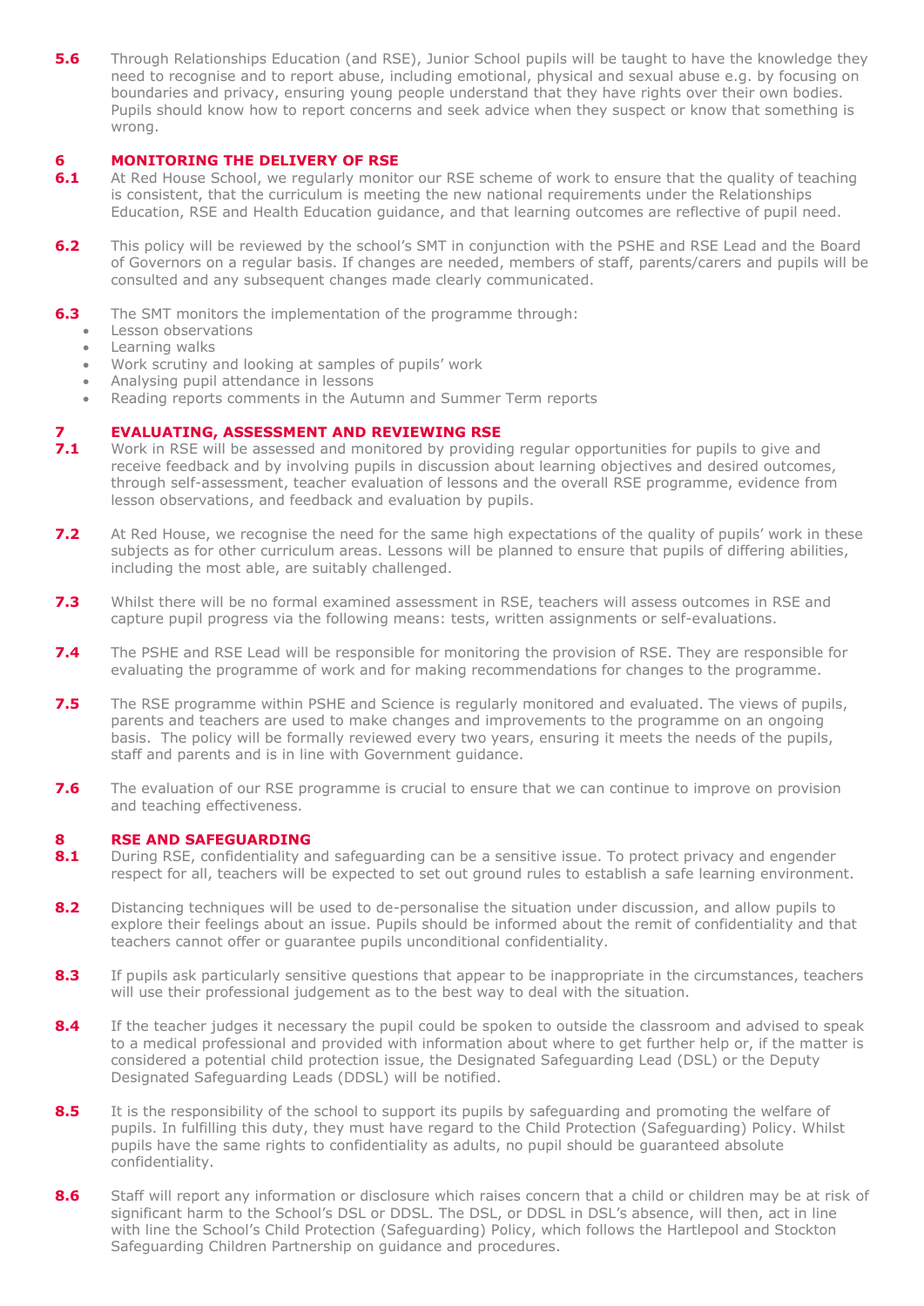**5.6** Through Relationships Education (and RSE), Junior School pupils will be taught to have the knowledge they need to recognise and to report abuse, including emotional, physical and sexual abuse e.g. by focusing on boundaries and privacy, ensuring young people understand that they have rights over their own bodies. Pupils should know how to report concerns and seek advice when they suspect or know that something is wrong.

## 6 MONITORING THE DELIVERY OF RSE

**6.1** At Red House School, we regularly monitor our RSE scheme of work to ensure that the quality of teaching is consistent, that the curriculum is meeting the new national requirements under the Relationships Education, RSE and Health Education guidance, and that learning outcomes are reflective of pupil need.

**6.2** This policy will be reviewed by the school's SMT in conjunction with the PSHE and RSE Lead and the Board of Governors on a regular basis. If changes are needed, members of staff, parents/carers and pupils will be consulted and any subsequent changes made clearly communicated.

**6.3** The SMT monitors the implementation of the programme through:

- Lesson observations
- Learning walks
- Work scrutiny and looking at samples of pupils' work
- Analysing pupil attendance in lessons
- Reading reports comments in the Autumn and Summer Term reports

## 7 EVALUATING, ASSESSMENT AND REVIEWING RSE

**7.1** Work in RSE will be assessed and monitored by providing regular opportunities for pupils to give and receive feedback and by involving pupils in discussion about learning objectives and desired outcomes, through self-assessment, teacher evaluation of lessons and the overall RSE programme, evidence from lesson observations, and feedback and evaluation by pupils.

**7.2** At Red House, we recognise the need for the same high expectations of the quality of pupils' work in these subjects as for other curriculum areas. Lessons will be planned to ensure that pupils of differing abilities, including the most able, are suitably challenged.

**7.3** Whilst there will be no formal examined assessment in RSE, teachers will assess outcomes in RSE and capture pupil progress via the following means: tests, written assignments or self-evaluations.

**7.4** The PSHE and RSE Lead will be responsible for monitoring the provision of RSE. They are responsible for evaluating the programme of work and for making recommendations for changes to the programme.

**7.5** The RSE programme within PSHE and Science is regularly monitored and evaluated. The views of pupils, parents and teachers are used to make changes and improvements to the programme on an ongoing basis. The policy will be formally reviewed every two years, ensuring it meets the needs of the pupils, staff and parents and is in line with Government guidance.

**7.6** The evaluation of our RSE programme is crucial to ensure that we can continue to improve on provision and teaching effectiveness.

## 8 RSE AND SAFEGUARDING

**8.1** During RSE, confidentiality and safeguarding can be a sensitive issue. To protect privacy and engender respect for all, teachers will be expected to set out ground rules to establish a safe learning environment.

**8.2** Distancing techniques will be used to de-personalise the situation under discussion, and allow pupils to explore their feelings about an issue. Pupils should be informed about the remit of confidentiality and that teachers cannot offer or guarantee pupils unconditional confidentiality.

**8.3** If pupils ask particularly sensitive questions that appear to be inappropriate in the circumstances, teachers will use their professional judgement as to the best way to deal with the situation.

**8.4** If the teacher judges it necessary the pupil could be spoken to outside the classroom and advised to speak to a medical professional and provided with information about where to get further help or, if the matter is considered a potential child protection issue, the Designated Safeguarding Lead (DSL) or the Deputy Designated Safeguarding Leads (DDSL) will be notified.

**8.5** It is the responsibility of the school to support its pupils by safeguarding and promoting the welfare of pupils. In fulfilling this duty, they must have regard to the Child Protection (Safeguarding) Policy. Whilst pupils have the same rights to confidentiality as adults, no pupil should be guaranteed absolute confidentiality.

**8.6** Staff will report any information or disclosure which raises concern that a child or children may be at risk of significant harm to the School's DSL or DDSL. The DSL, or DDSL in DSL's absence, will then, act in line with line the School's Child Protection (Safeguarding) Policy, which follows the Hartlepool and Stockton Safeguarding Children Partnership on guidance and procedures.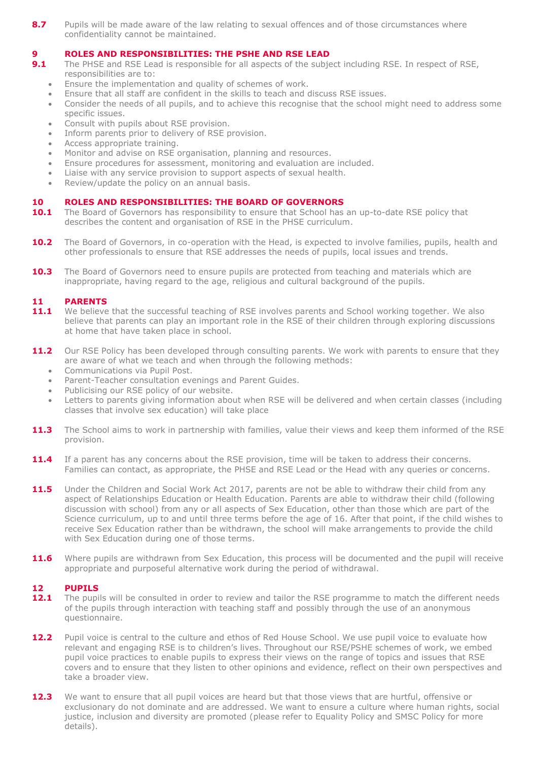**8.7** Pupils will be made aware of the law relating to sexual offences and of those circumstances where confidentiality cannot be maintained.

## 9 ROLES AND RESPONSIBILITIES: THE PSHE AND RSE LEAD

**9.1** The PHSE and RSE Lead is responsible for all aspects of the subject including RSE. In respect of RSE, responsibilities are to:

- Ensure the implementation and quality of schemes of work.
- Ensure that all staff are confident in the skills to teach and discuss RSE issues.
- Consider the needs of all pupils, and to achieve this recognise that the school might need to address some specific issues.
- Consult with pupils about RSE provision.
- Inform parents prior to delivery of RSE provision.
- Access appropriate training.
- Monitor and advise on RSE organisation, planning and resources.
- Ensure procedures for assessment, monitoring and evaluation are included.
- Liaise with any service provision to support aspects of sexual health.
- Review/update the policy on an annual basis.

## 10 ROLES AND RESPONSIBILITIES: THE BOARD OF GOVERNORS

**10.1** The Board of Governors has responsibility to ensure that School has an up-to-date RSE policy that describes the content and organisation of RSE in the PHSE curriculum.

**10.2** The Board of Governors, in co-operation with the Head, is expected to involve families, pupils, health and other professionals to ensure that RSE addresses the needs of pupils, local issues and trends.

**10.3** The Board of Governors need to ensure pupils are protected from teaching and materials which are inappropriate, having regard to the age, religious and cultural background of the pupils.

## 11 PARENTS

**11.1** We believe that the successful teaching of RSE involves parents and School working together. We also believe that parents can play an important role in the RSE of their children through exploring discussions at home that have taken place in school.

**11.2** Our RSE Policy has been developed through consulting parents. We work with parents to ensure that they are aware of what we teach and when through the following methods:

- Communications via Pupil Post.
- Parent-Teacher consultation evenings and Parent Guides.
- Publicising our RSE policy of our website.
- Letters to parents giving information about when RSE will be delivered and when certain classes (including classes that involve sex education) will take place

**11.3** The School aims to work in partnership with families, value their views and keep them informed of the RSE provision.

**11.4** If a parent has any concerns about the RSE provision, time will be taken to address their concerns. Families can contact, as appropriate, the PHSE and RSE Lead or the Head with any queries or concerns.

**11.5** Under the Children and Social Work Act 2017, parents are not be able to withdraw their child from any aspect of Relationships Education or Health Education. Parents are able to withdraw their child (following discussion with school) from any or all aspects of Sex Education, other than those which are part of the Science curriculum, up to and until three terms before the age of 16. After that point, if the child wishes to receive Sex Education rather than be withdrawn, the school will make arrangements to provide the child with Sex Education during one of those terms.

**11.6** Where pupils are withdrawn from Sex Education, this process will be documented and the pupil will receive appropriate and purposeful alternative work during the period of withdrawal.

## 12 PUPILS

**12.1** The pupils will be consulted in order to review and tailor the RSE programme to match the different needs of the pupils through interaction with teaching staff and possibly through the use of an anonymous questionnaire.

**12.2** Pupil voice is central to the culture and ethos of Red House School. We use pupil voice to evaluate how relevant and engaging RSE is to children's lives. Throughout our RSE/PSHE schemes of work, we embed pupil voice practices to enable pupils to express their views on the range of topics and issues that RSE covers and to ensure that they listen to other opinions and evidence, reflect on their own perspectives and take a broader view.

**12.3** We want to ensure that all pupil voices are heard but that those views that are hurtful, offensive or exclusionary do not dominate and are addressed. We want to ensure a culture where human rights, social justice, inclusion and diversity are promoted (please refer to Equality Policy and SMSC Policy for more details).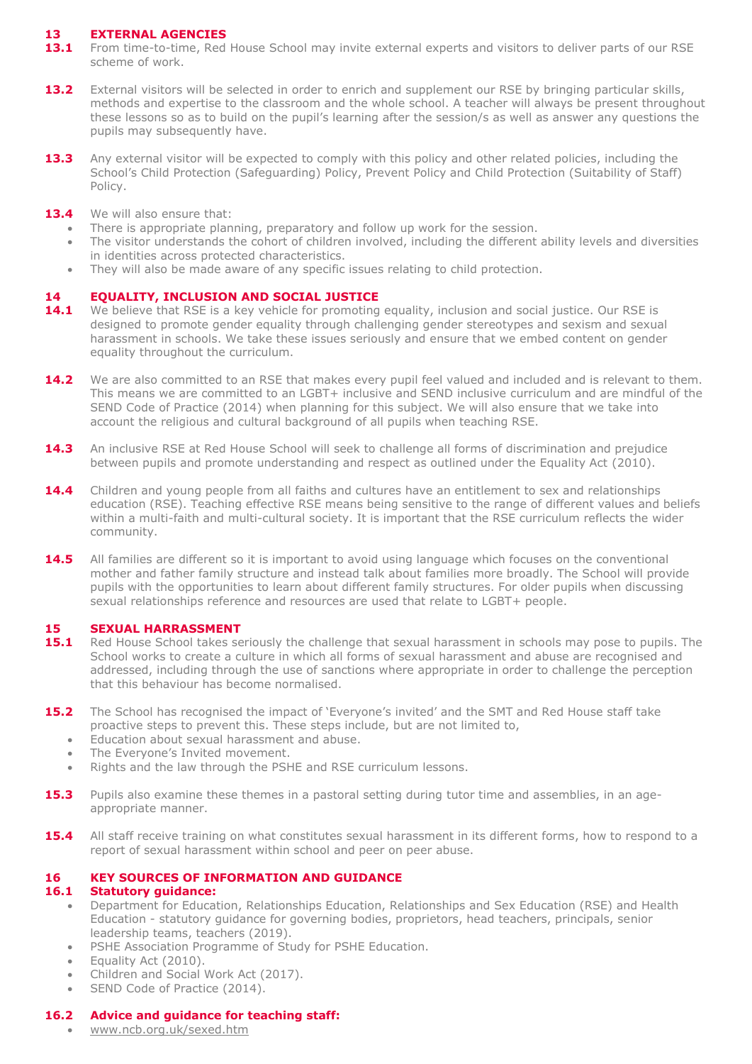## 13 EXTERNAL AGENCIES

**13.1** From time-to-time, Red House School may invite external experts and visitors to deliver parts of our RSE scheme of work.

**13.2** External visitors will be selected in order to enrich and supplement our RSE by bringing particular skills, methods and expertise to the classroom and the whole school. A teacher will always be present throughout these lessons so as to build on the pupil's learning after the session/s as well as answer any questions the pupils may subsequently have.

**13.3** Any external visitor will be expected to comply with this policy and other related policies, including the School's Child Protection (Safeguarding) Policy, Prevent Policy and Child Protection (Suitability of Staff) Policy.

**13.4** We will also ensure that:

- There is appropriate planning, preparatory and follow up work for the session.
- The visitor understands the cohort of children involved, including the different ability levels and diversities in identities across protected characteristics.
- They will also be made aware of any specific issues relating to child protection.

## 14 EQUALITY, INCLUSION AND SOCIAL JUSTICE

**14.1** We believe that RSE is a key vehicle for promoting equality, inclusion and social justice. Our RSE is designed to promote gender equality through challenging gender stereotypes and sexism and sexual harassment in schools. We take these issues seriously and ensure that we embed content on gender equality throughout the curriculum.

**14.2** We are also committed to an RSE that makes every pupil feel valued and included and is relevant to them. This means we are committed to an LGBT+ inclusive and SEND inclusive curriculum and are mindful of the SEND Code of Practice (2014) when planning for this subject. We will also ensure that we take into account the religious and cultural background of all pupils when teaching RSE.

**14.3** An inclusive RSE at Red House School will seek to challenge all forms of discrimination and prejudice between pupils and promote understanding and respect as outlined under the Equality Act (2010).

**14.4** Children and young people from all faiths and cultures have an entitlement to sex and relationships education (RSE). Teaching effective RSE means being sensitive to the range of different values and beliefs within a multi-faith and multi-cultural society. It is important that the RSE curriculum reflects the wider community.

**14.5** All families are different so it is important to avoid using language which focuses on the conventional mother and father family structure and instead talk about families more broadly. The School will provide pupils with the opportunities to learn about different family structures. For older pupils when discussing sexual relationships reference and resources are used that relate to LGBT+ people.

## 15 SEXUAL HARRASSMENT

**15.1** Red House School takes seriously the challenge that sexual harassment in schools may pose to pupils. The School works to create a culture in which all forms of sexual harassment and abuse are recognised and addressed, including through the use of sanctions where appropriate in order to challenge the perception that this behaviour has become normalised.

**15.2** The School has recognised the impact of 'Everyone's invited' and the SMT and Red House staff take proactive steps to prevent this. These steps include, but are not limited to,

- Education about sexual harassment and abuse.
- The Everyone's Invited movement.
- Rights and the law through the PSHE and RSE curriculum lessons.

**15.3** Pupils also examine these themes in a pastoral setting during tutor time and assemblies, in an age-appropriate manner.

**15.4** All staff receive training on what constitutes sexual harassment in its different forms, how to respond to a report of sexual harassment within school and peer on peer abuse.

## 16 KEY SOURCES OF INFORMATION AND GUIDANCE

### 16.1 Statutory guidance:

- Department for Education, Relationships Education, Relationships and Sex Education (RSE) and Health Education - statutory guidance for governing bodies, proprietors, head teachers, principals, senior leadership teams, teachers (2019).
- PSHE Association Programme of Study for PSHE Education.
- Equality Act (2010).
- Children and Social Work Act (2017).
- SEND Code of Practice (2014).

### 16.2 Advice and guidance for teaching staff:

- www.ncb.org.uk/sexed.htm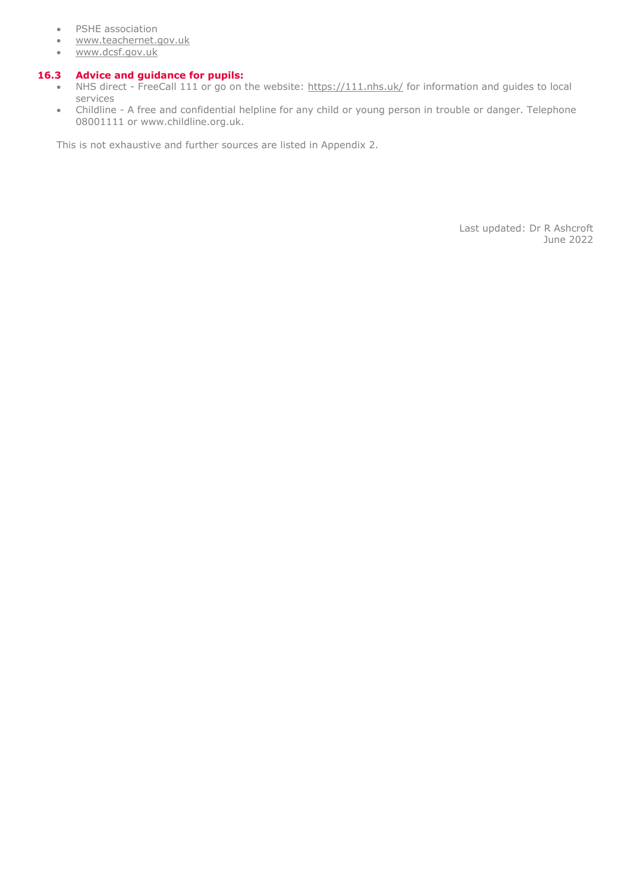- PSHE association
- www.teachernet.gov.uk
- www.dcsf.gov.uk

### 16.3 Advice and guidance for pupils:

- NHS direct - FreeCall 111 or go on the website: https://111.nhs.uk/ for information and guides to local services
- Childline - A free and confidential helpline for any child or young person in trouble or danger. Telephone 08001111 or www.childline.org.uk.

This is not exhaustive and further sources are listed in Appendix 2.

Last updated: Dr R Ashcroft
June 2022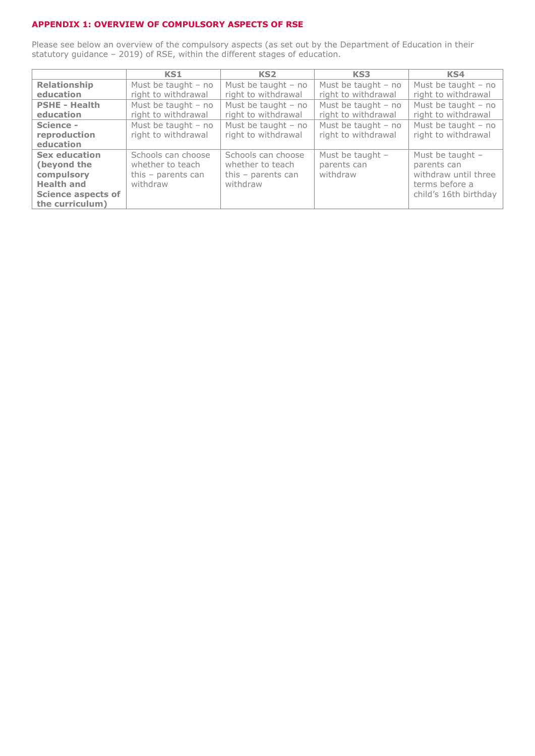## APPENDIX 1: OVERVIEW OF COMPULSORY ASPECTS OF RSE

Please see below an overview of the compulsory aspects (as set out by the Department of Education in their statutory guidance – 2019) of RSE, within the different stages of education.

| | KS1 | KS2 | KS3 | KS4 |
|---|---|---|---|---|
| **Relationship education** | Must be taught – no right to withdrawal | Must be taught – no right to withdrawal | Must be taught – no right to withdrawal | Must be taught – no right to withdrawal |
| **PSHE - Health education** | Must be taught – no right to withdrawal | Must be taught – no right to withdrawal | Must be taught – no right to withdrawal | Must be taught – no right to withdrawal |
| **Science - reproduction education** | Must be taught – no right to withdrawal | Must be taught – no right to withdrawal | Must be taught – no right to withdrawal | Must be taught – no right to withdrawal |
| **Sex education (beyond the compulsory Health and Science aspects of the curriculum)** | Schools can choose whether to teach this – parents can withdraw | Schools can choose whether to teach this – parents can withdraw | Must be taught – parents can withdraw | Must be taught – parents can withdraw until three terms before a child's 16th birthday |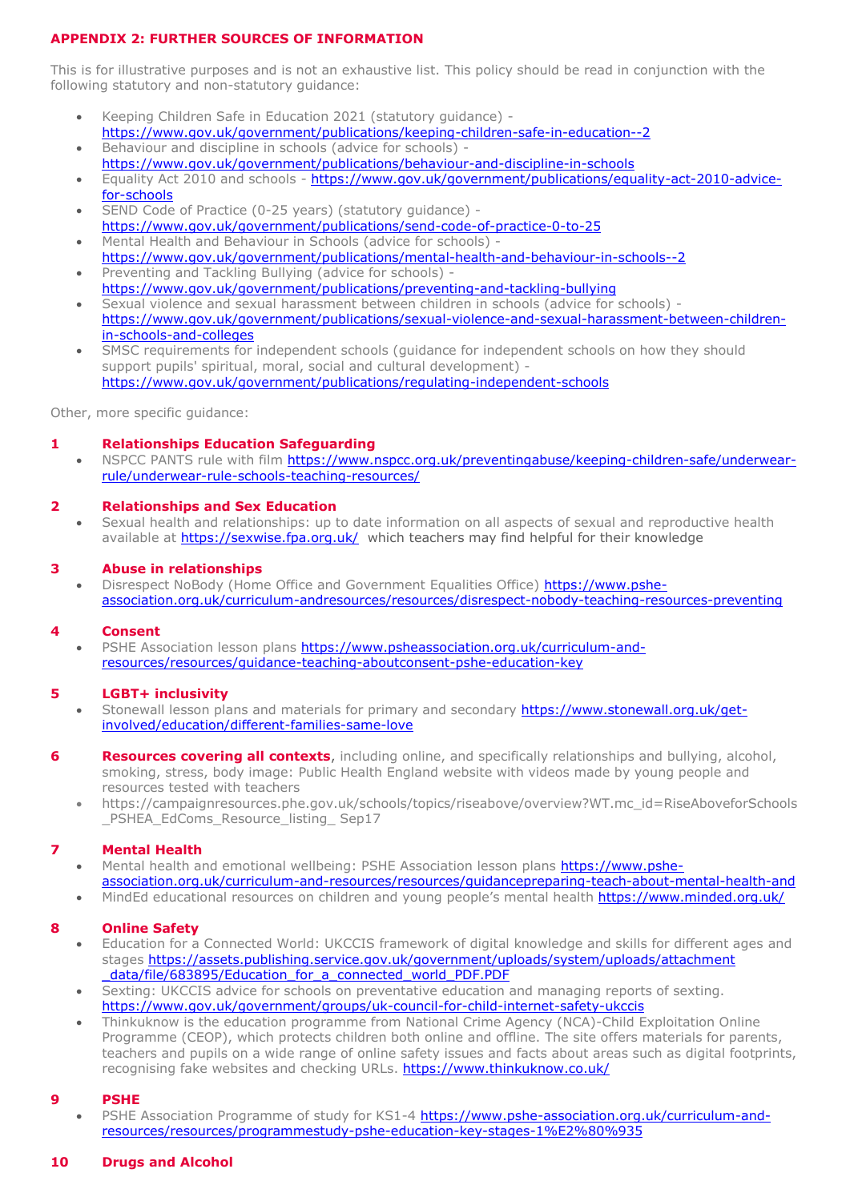## APPENDIX 2: FURTHER SOURCES OF INFORMATION

This is for illustrative purposes and is not an exhaustive list. This policy should be read in conjunction with the following statutory and non-statutory guidance:

- Keeping Children Safe in Education 2021 (statutory guidance) - https://www.gov.uk/government/publications/keeping-children-safe-in-education--2
- Behaviour and discipline in schools (advice for schools) - https://www.gov.uk/government/publications/behaviour-and-discipline-in-schools
- Equality Act 2010 and schools - https://www.gov.uk/government/publications/equality-act-2010-advice-for-schools
- SEND Code of Practice (0-25 years) (statutory guidance) - https://www.gov.uk/government/publications/send-code-of-practice-0-to-25
- Mental Health and Behaviour in Schools (advice for schools) - https://www.gov.uk/government/publications/mental-health-and-behaviour-in-schools--2
- Preventing and Tackling Bullying (advice for schools) - https://www.gov.uk/government/publications/preventing-and-tackling-bullying
- Sexual violence and sexual harassment between children in schools (advice for schools) - https://www.gov.uk/government/publications/sexual-violence-and-sexual-harassment-between-children-in-schools-and-colleges
- SMSC requirements for independent schools (guidance for independent schools on how they should support pupils' spiritual, moral, social and cultural development) - https://www.gov.uk/government/publications/regulating-independent-schools

Other, more specific guidance:

### 1 Relationships Education Safeguarding

- NSPCC PANTS rule with film https://www.nspcc.org.uk/preventingabuse/keeping-children-safe/underwear-rule/underwear-rule-schools-teaching-resources/

### 2 Relationships and Sex Education

- Sexual health and relationships: up to date information on all aspects of sexual and reproductive health available at https://sexwise.fpa.org.uk/ which teachers may find helpful for their knowledge

### 3 Abuse in relationships

- Disrespect NoBody (Home Office and Government Equalities Office) https://www.pshe-association.org.uk/curriculum-andresources/resources/disrespect-nobody-teaching-resources-preventing

### 4 Consent

- PSHE Association lesson plans https://www.psheassociation.org.uk/curriculum-and-resources/resources/guidance-teaching-aboutconsent-pshe-education-key

### 5 LGBT+ inclusivity

- Stonewall lesson plans and materials for primary and secondary https://www.stonewall.org.uk/get-involved/education/different-families-same-love

### 6 Resources covering all contexts, including online, and specifically relationships and bullying, alcohol, smoking, stress, body image: Public Health England website with videos made by young people and resources tested with teachers

- https://campaignresources.phe.gov.uk/schools/topics/riseabove/overview?WT.mc_id=RiseAboveforSchools_PSHEA_EdComs_Resource_listing_ Sep17

### 7 Mental Health

- Mental health and emotional wellbeing: PSHE Association lesson plans https://www.pshe-association.org.uk/curriculum-and-resources/resources/guidancepreparing-teach-about-mental-health-and
- MindEd educational resources on children and young people's mental health https://www.minded.org.uk/

### 8 Online Safety

- Education for a Connected World: UKCCIS framework of digital knowledge and skills for different ages and stages https://assets.publishing.service.gov.uk/government/uploads/system/uploads/attachment_data/file/683895/Education_for_a_connected_world_PDF.PDF
- Sexting: UKCCIS advice for schools on preventative education and managing reports of sexting. https://www.gov.uk/government/groups/uk-council-for-child-internet-safety-ukccis
- Thinkuknow is the education programme from National Crime Agency (NCA)-Child Exploitation Online Programme (CEOP), which protects children both online and offline. The site offers materials for parents, teachers and pupils on a wide range of online safety issues and facts about areas such as digital footprints, recognising fake websites and checking URLs. https://www.thinkuknow.co.uk/

### 9 PSHE

- PSHE Association Programme of study for KS1-4 https://www.pshe-association.org.uk/curriculum-and-resources/resources/programmestudy-pshe-education-key-stages-1%E2%80%935

### 10 Drugs and Alcohol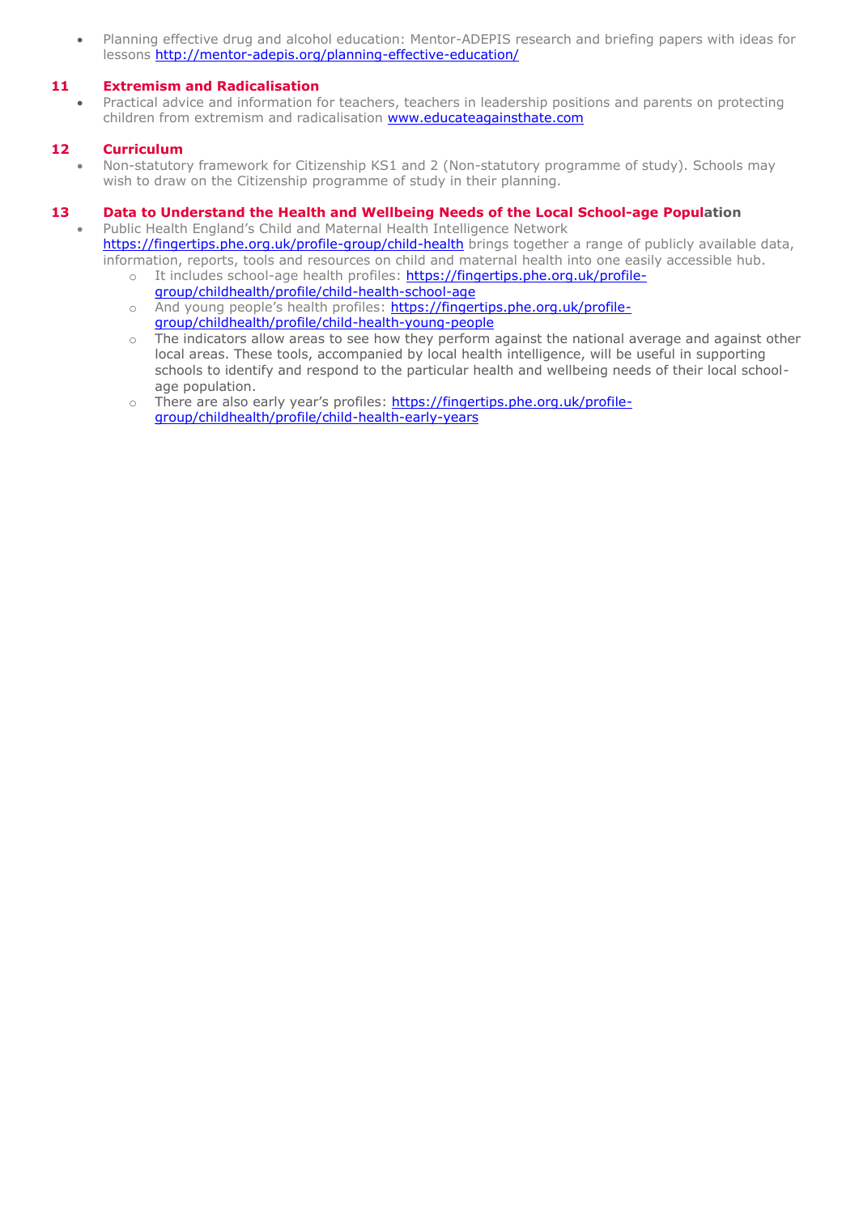- Planning effective drug and alcohol education: Mentor-ADEPIS research and briefing papers with ideas for lessons http://mentor-adepis.org/planning-effective-education/

## 11 Extremism and Radicalisation

- Practical advice and information for teachers, teachers in leadership positions and parents on protecting children from extremism and radicalisation www.educateagainsthate.com

## 12 Curriculum

- Non-statutory framework for Citizenship KS1 and 2 (Non-statutory programme of study). Schools may wish to draw on the Citizenship programme of study in their planning.

## 13 Data to Understand the Health and Wellbeing Needs of the Local School-age Population

- Public Health England's Child and Maternal Health Intelligence Network https://fingertips.phe.org.uk/profile-group/child-health brings together a range of publicly available data, information, reports, tools and resources on child and maternal health into one easily accessible hub.
    - It includes school-age health profiles: https://fingertips.phe.org.uk/profile-group/childhealth/profile/child-health-school-age
    - And young people's health profiles: https://fingertips.phe.org.uk/profile-group/childhealth/profile/child-health-young-people
    - The indicators allow areas to see how they perform against the national average and against other local areas. These tools, accompanied by local health intelligence, will be useful in supporting schools to identify and respond to the particular health and wellbeing needs of their local school-age population.
    - There are also early year's profiles: https://fingertips.phe.org.uk/profile-group/childhealth/profile/child-health-early-years